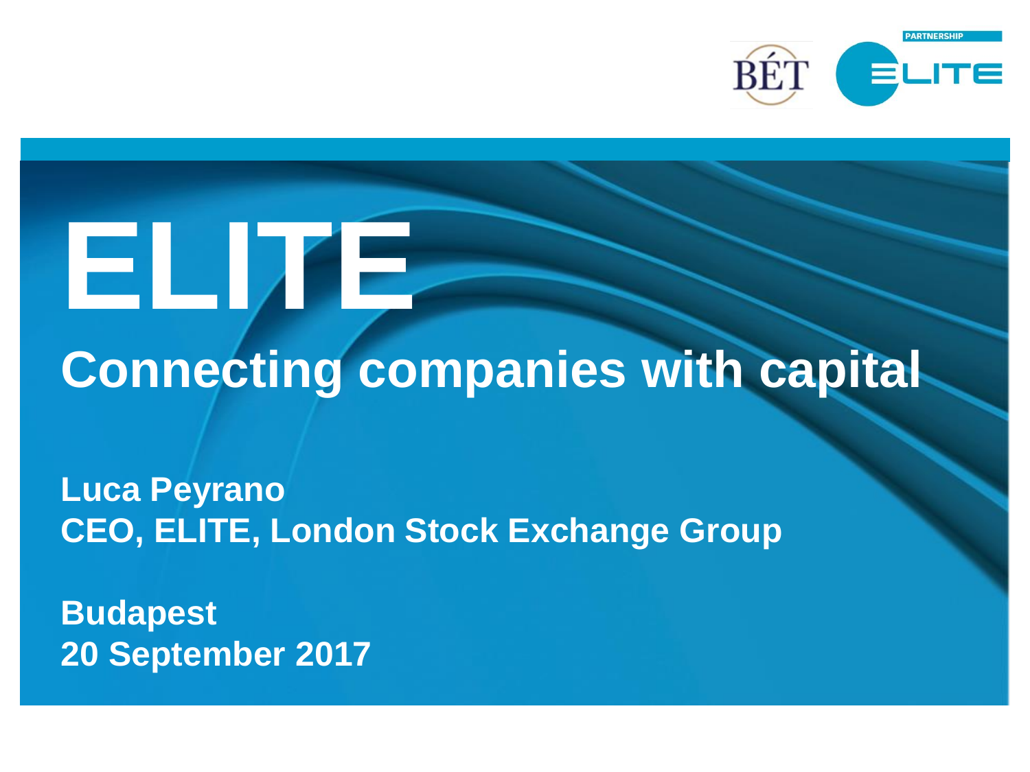# ELITE

## Connecting companies with capital

**Luca Peyrano**
**CEO, ELITE, London Stock Exchange Group**

**Budapest**
**20 September 2017**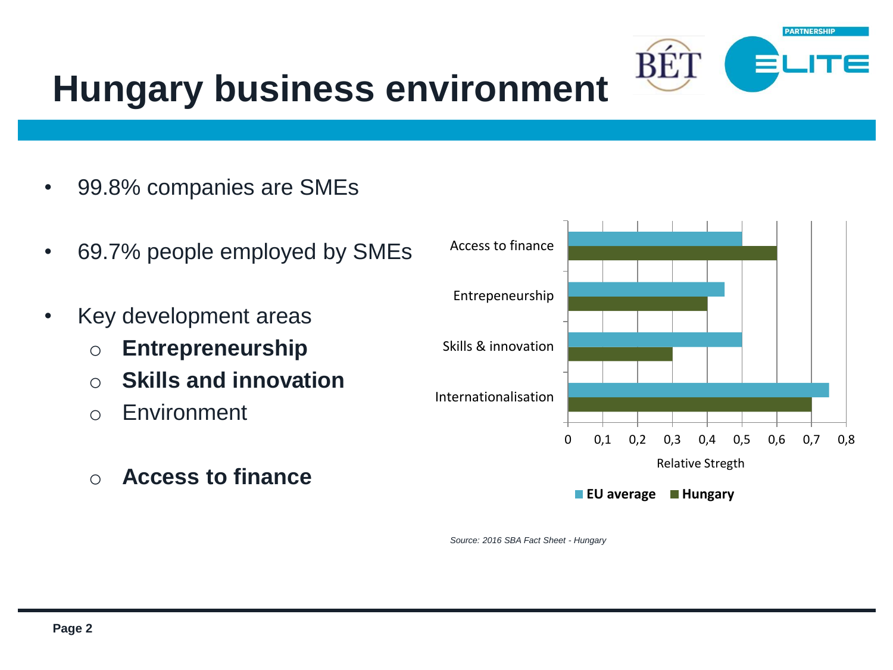# Hungary business environment

- 99.8% companies are SMEs
- 69.7% people employed by SMEs
- Key development areas
  - **Entrepreneurship**
  - **Skills and innovation**
  - Environment
  - **Access to finance**

| | EU average | Hungary |
|---|---|---|
| Access to finance | 0,5 | 0,6 |
| Entrepeneurship | 0,45 | 0,4 |
| Skills & innovation | 0,5 | 0,3 |
| Internationalisation | 0,75 | 0,7 |

Relative Stregth

*Source: 2016 SBA Fact Sheet - Hungary*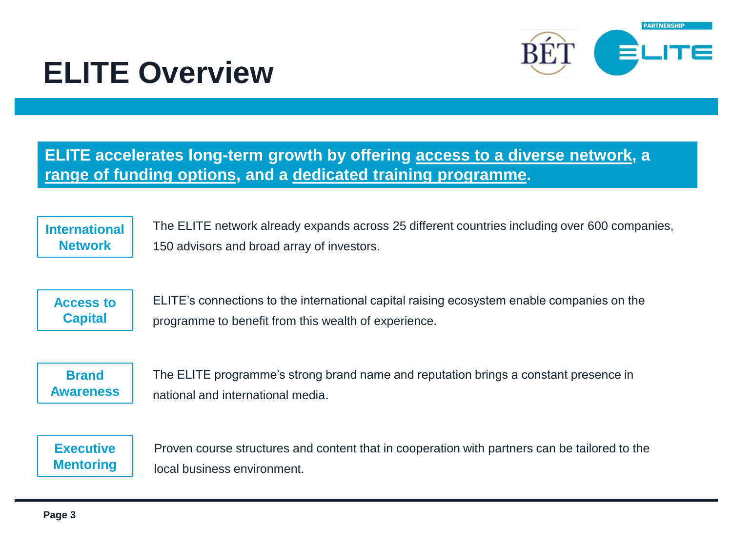# ELITE Overview

**ELITE accelerates long-term growth by offering <u>access to a diverse network</u>, a <u>range of funding options</u>, and a <u>dedicated training programme</u>.**

**International Network**

The ELITE network already expands across 25 different countries including over 600 companies, 150 advisors and broad array of investors.

**Access to Capital**

ELITE's connections to the international capital raising ecosystem enable companies on the programme to benefit from this wealth of experience.

**Brand Awareness**

The ELITE programme's strong brand name and reputation brings a constant presence in national and international media.

**Executive Mentoring**

Proven course structures and content that in cooperation with partners can be tailored to the local business environment.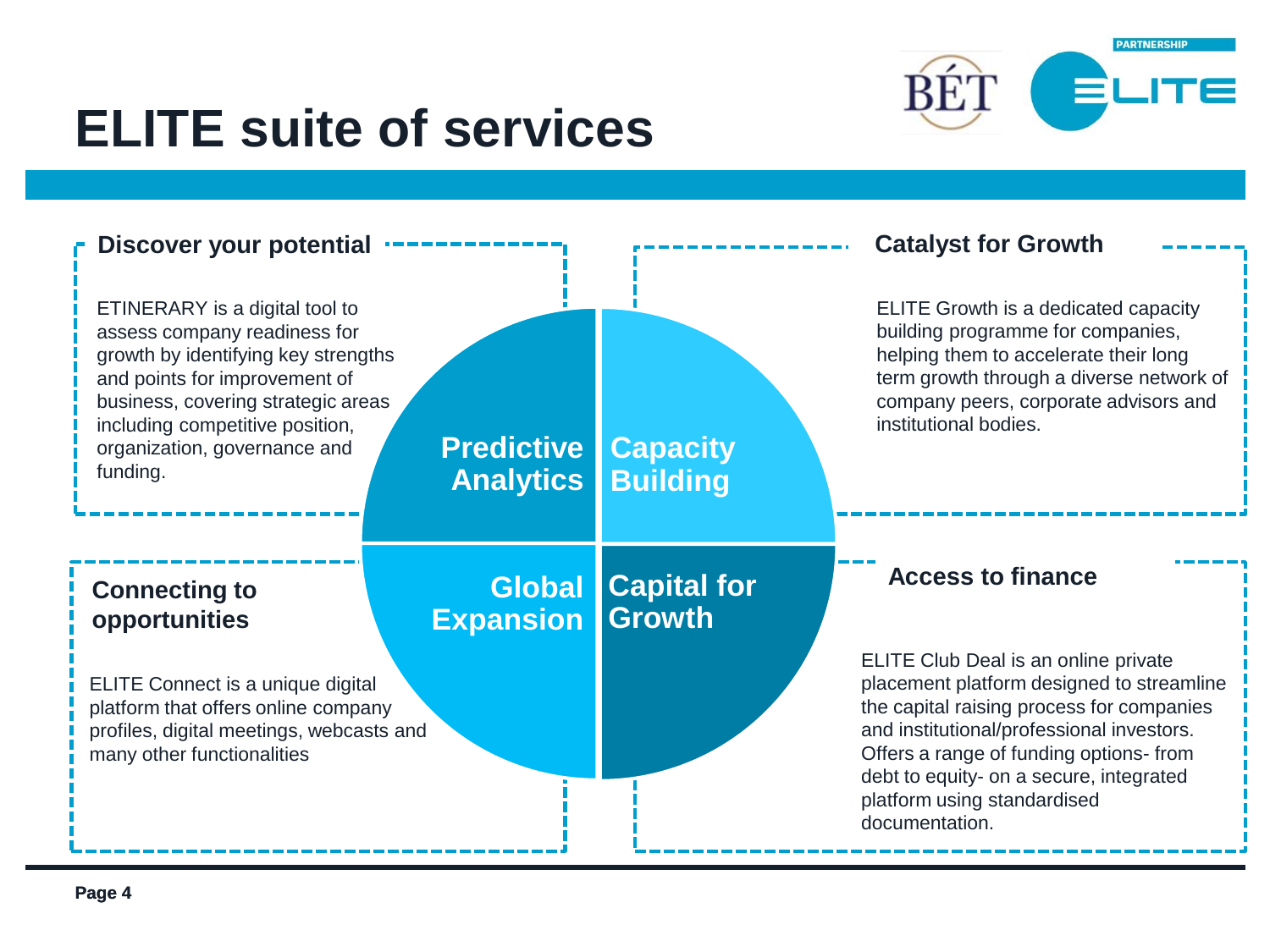# ELITE suite of services

## Discover your potential

ETINERARY is a digital tool to assess company readiness for growth by identifying key strengths and points for improvement of business, covering strategic areas including competitive position, organization, governance and funding.

**Predictive Analytics**

## Catalyst for Growth

ELITE Growth is a dedicated capacity building programme for companies, helping them to accelerate their long term growth through a diverse network of company peers, corporate advisors and institutional bodies.

**Capacity Building**

## Connecting to opportunities

ELITE Connect is a unique digital platform that offers online company profiles, digital meetings, webcasts and many other functionalities

**Global Expansion**

## Access to finance

ELITE Club Deal is an online private placement platform designed to streamline the capital raising process for companies and institutional/professional investors. Offers a range of funding options- from debt to equity- on a secure, integrated platform using standardised documentation.

**Capital for Growth**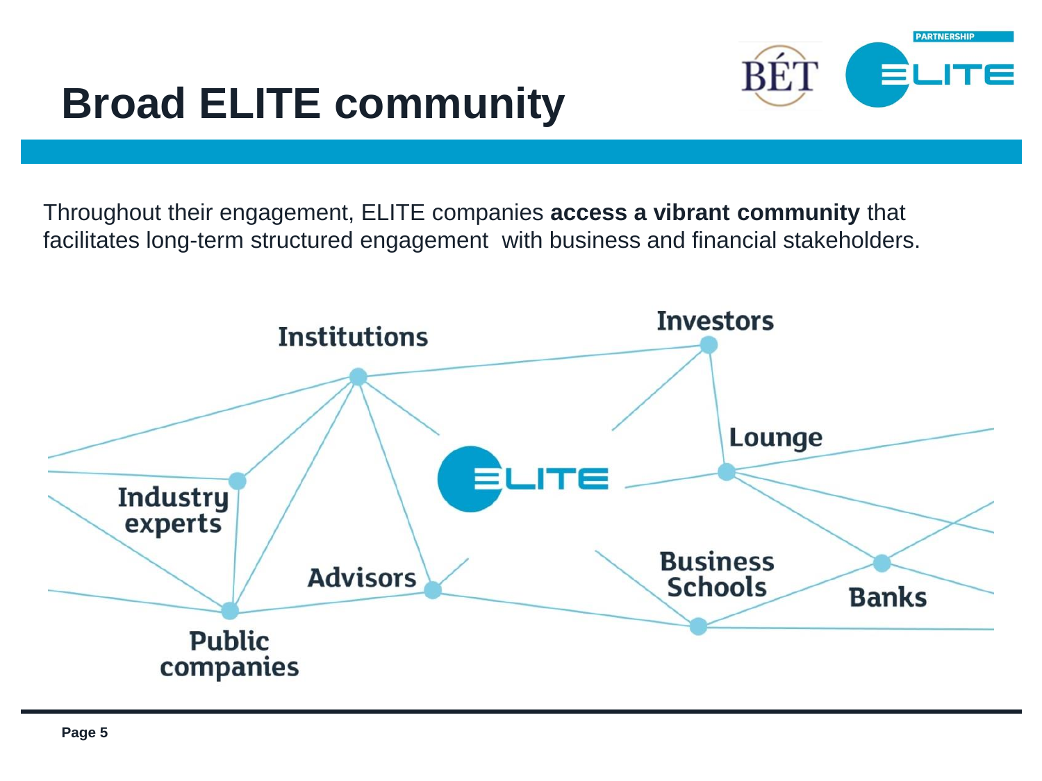# Broad ELITE community

Throughout their engagement, ELITE companies **access a vibrant community** that facilitates long-term structured engagement  with business and financial stakeholders.

Institutions

Investors

Lounge

Industry experts

Advisors

Business Schools

Banks

Public companies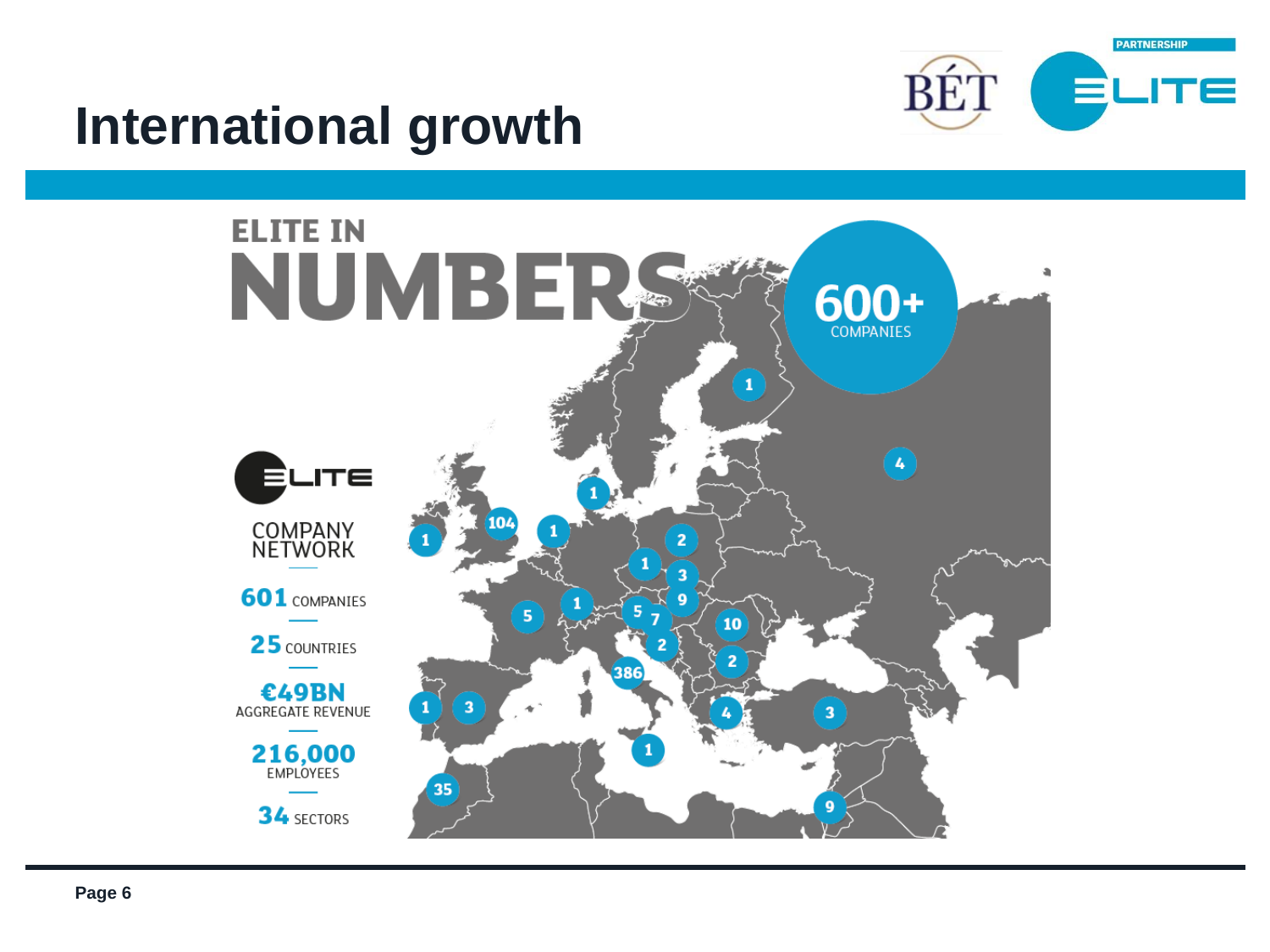# International growth

ELITE IN NUMBERS

600+ COMPANIES

ELITE COMPANY NETWORK

601 COMPANIES

25 COUNTRIES

€49BN AGGREGATE REVENUE

216,000 EMPLOYEES

34 SECTORS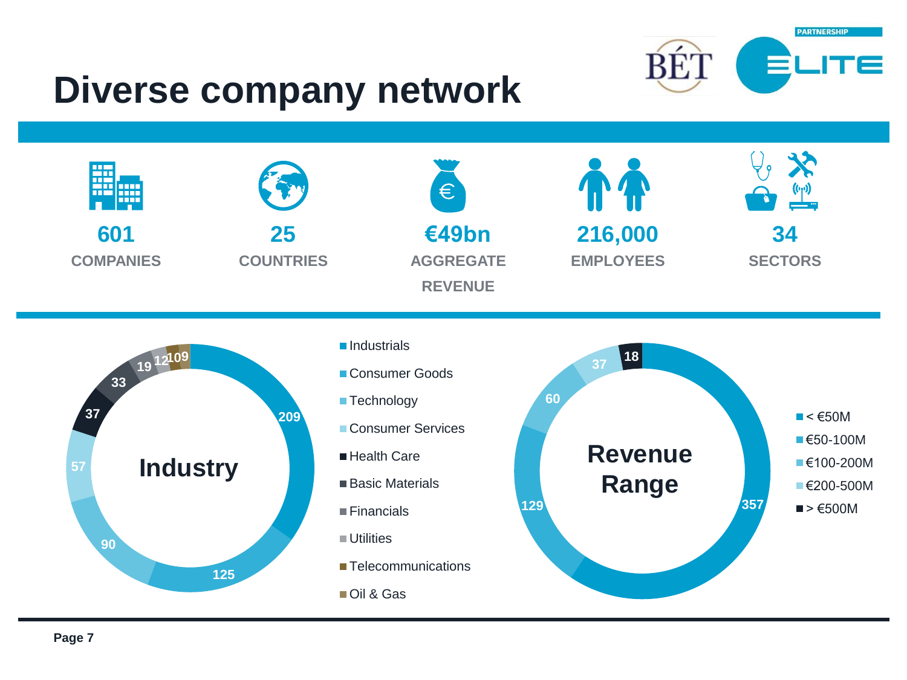# Diverse company network

**601** COMPANIES

**25** COUNTRIES

**€49bn** AGGREGATE REVENUE

**216,000** EMPLOYEES

**34** SECTORS

**Industry**

| Industry | Companies |
| --- | --- |
| Industrials | 209 |
| Consumer Goods | 125 |
| Technology | 90 |
| Consumer Services | 57 |
| Health Care | 37 |
| Basic Materials | 33 |
| Financials | 19 |
| Utilities | 12 |
| Telecommunications | 10 |
| Oil & Gas | 9 |

**Revenue Range**

| Revenue Range | Companies |
| --- | --- |
| < €50M | 357 |
| €50-100M | 129 |
| €100-200M | 60 |
| €200-500M | 37 |
| > €500M | 18 |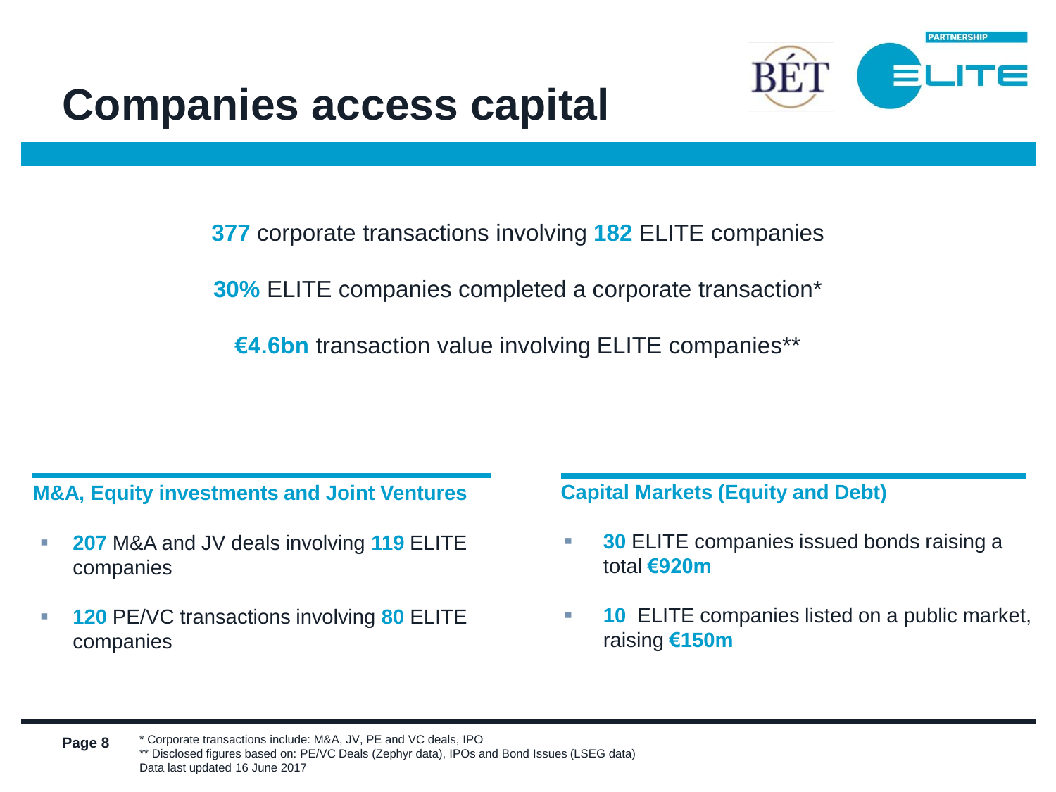# Companies access capital

**377** corporate transactions involving **182** ELITE companies

**30%** ELITE companies completed a corporate transaction*

**€4.6bn** transaction value involving ELITE companies**

### M&A, Equity investments and Joint Ventures

- **207** M&A and JV deals involving **119** ELITE companies
- **120** PE/VC transactions involving **80** ELITE companies

### Capital Markets (Equity and Debt)

- **30** ELITE companies issued bonds raising a total **€920m**
- **10** ELITE companies listed on a public market, raising **€150m**

\* Corporate transactions include: M&A, JV, PE and VC deals, IPO
** Disclosed figures based on: PE/VC Deals (Zephyr data), IPOs and Bond Issues (LSEG data)
Data last updated 16 June 2017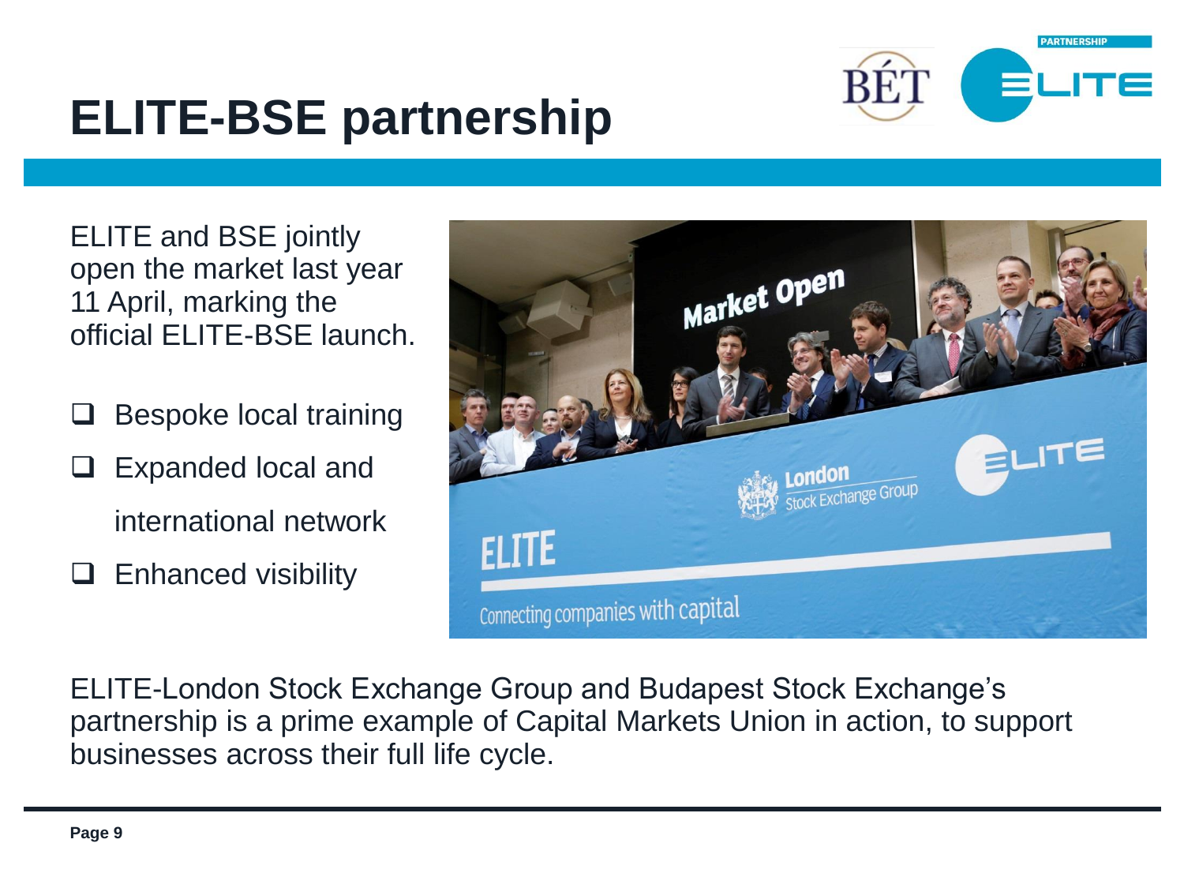# ELITE-BSE partnership

ELITE and BSE jointly open the market last year 11 April, marking the official ELITE-BSE launch.

- ❑ Bespoke local training
- ❑ Expanded local and international network
- ❑ Enhanced visibility

ELITE-London Stock Exchange Group and Budapest Stock Exchange's partnership is a prime example of Capital Markets Union in action, to support businesses across their full life cycle.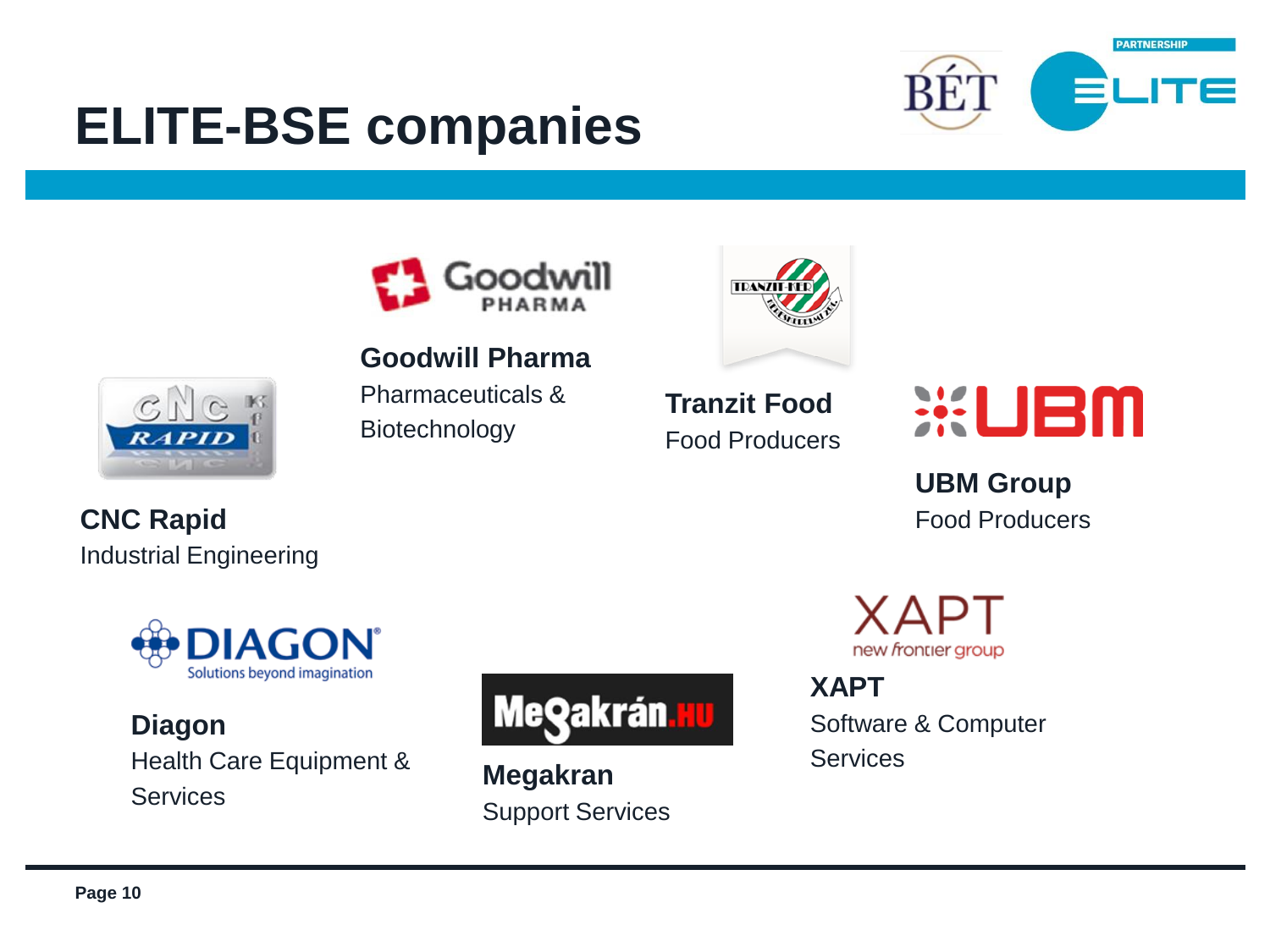# ELITE-BSE companies

**Goodwill Pharma**
Pharmaceuticals & Biotechnology

**Tranzit Food**
Food Producers

**UBM Group**
Food Producers

**CNC Rapid**
Industrial Engineering

**Diagon**
Health Care Equipment & Services

**Megakran**
Support Services

**XAPT**
Software & Computer Services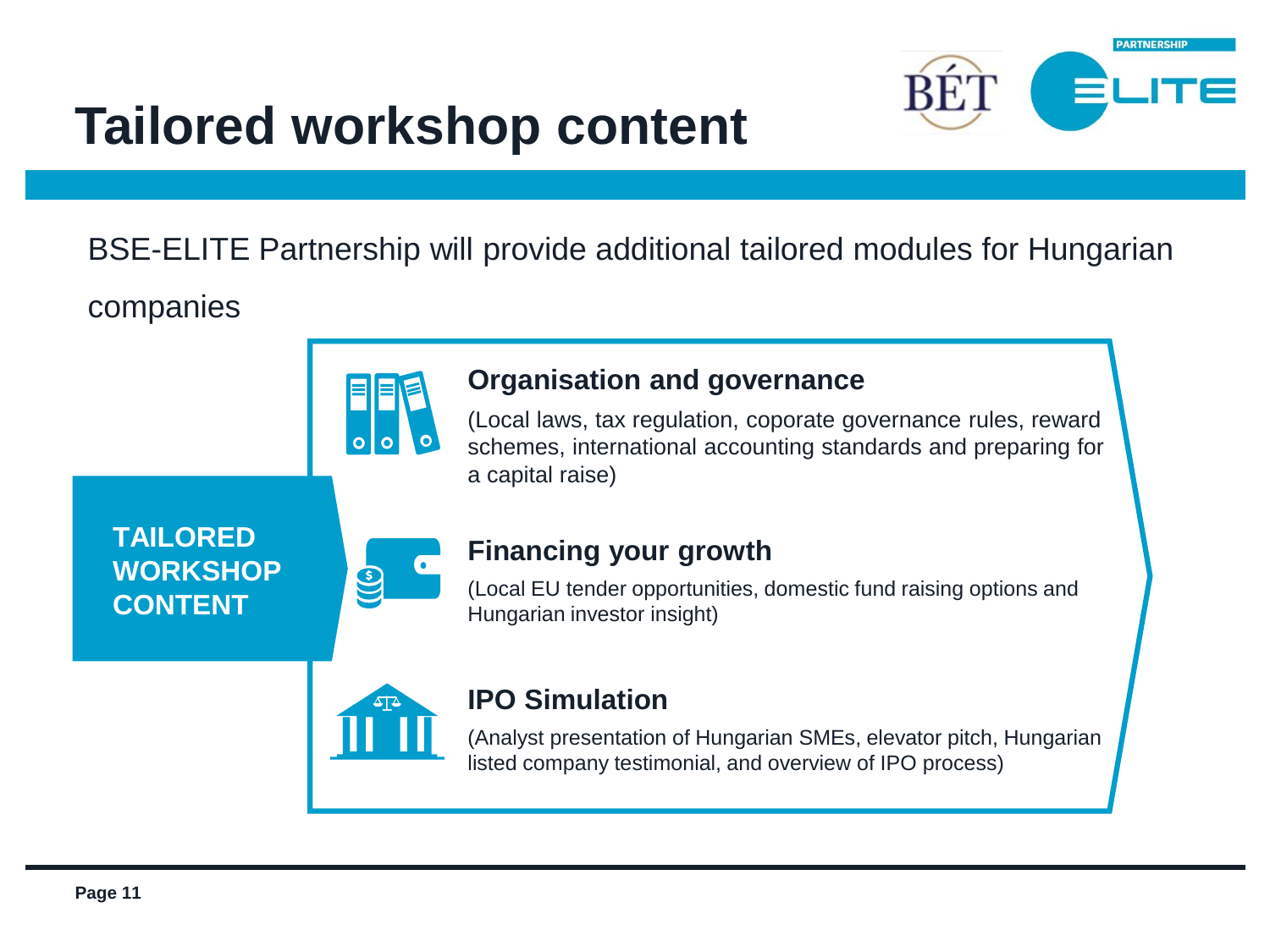# Tailored workshop content

BSE-ELITE Partnership will provide additional tailored modules for Hungarian companies

**TAILORED WORKSHOP CONTENT**

### Organisation and governance

(Local laws, tax regulation, coporate governance rules, reward schemes, international accounting standards and preparing for a capital raise)

### Financing your growth

(Local EU tender opportunities, domestic fund raising options and Hungarian investor insight)

### IPO Simulation

(Analyst presentation of Hungarian SMEs, elevator pitch, Hungarian listed company testimonial, and overview of IPO process)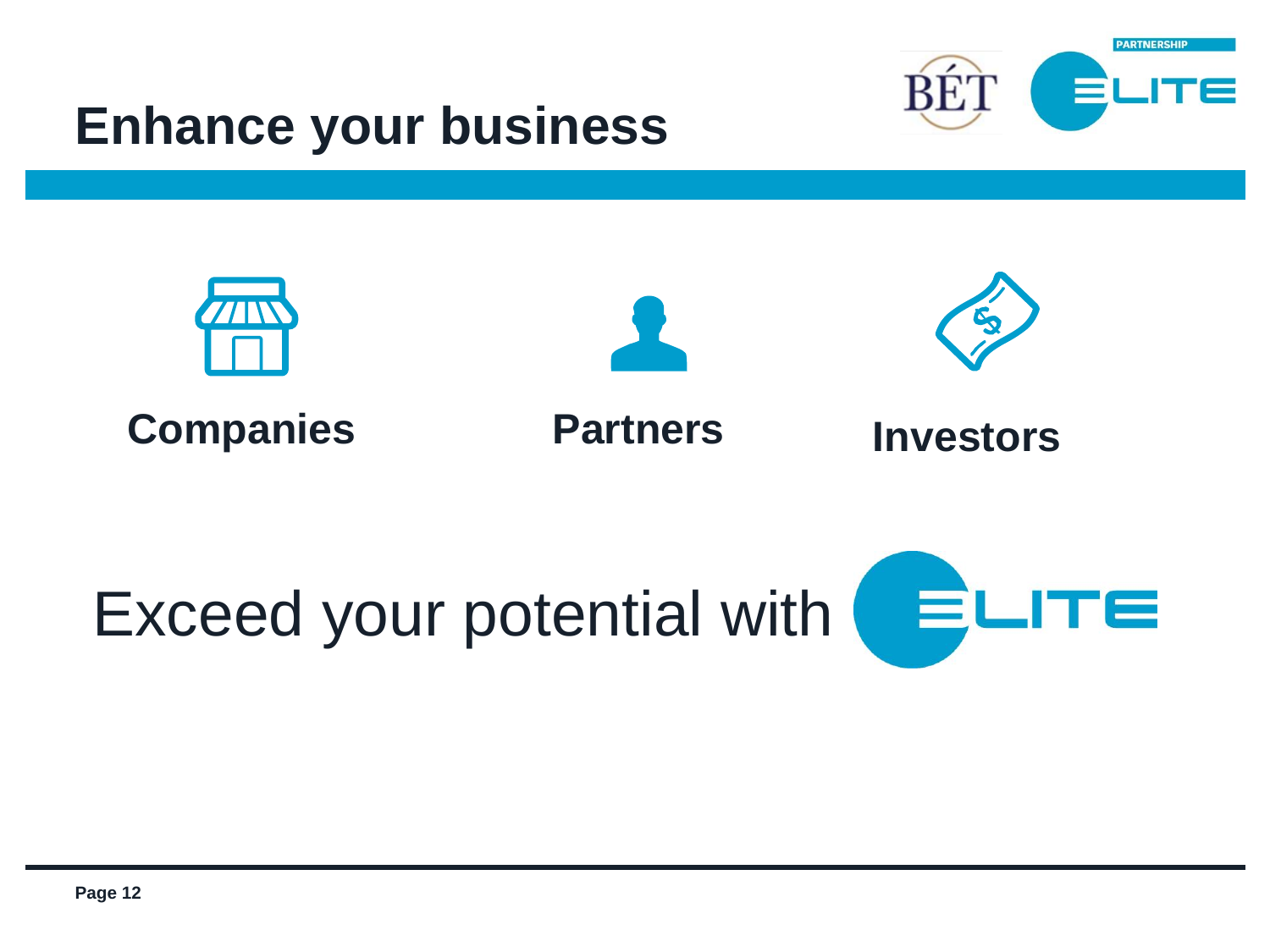# Enhance your business

PARTNERSHIP

BÉT ELITE

**Companies**

**Partners**

**Investors**

Exceed your potential with ELITE